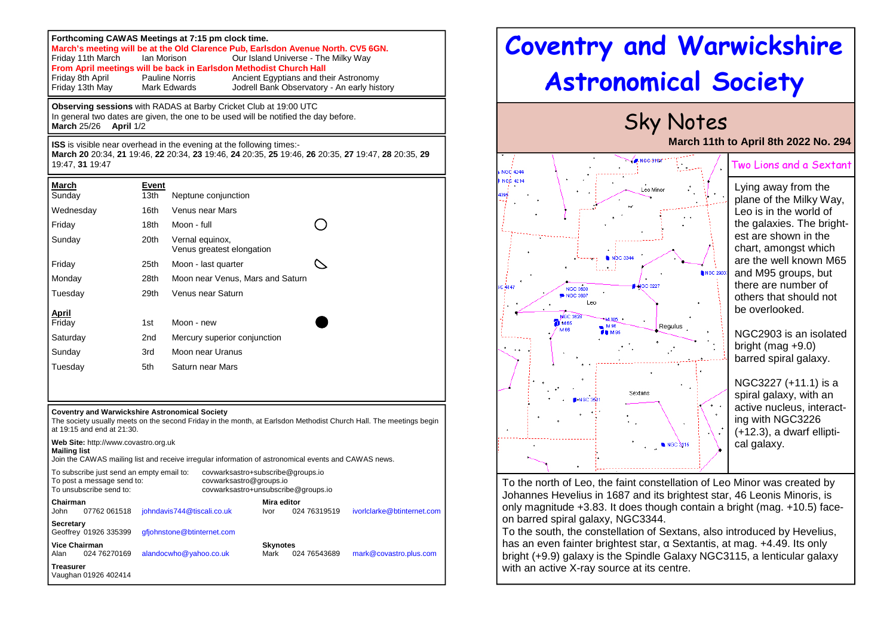**Forthcoming CAWAS Meetings at 7:15 pm clock time.**

**March's meeting will be at the Old Clarence Pub, Earlsdon Avenue North. CV5 6GN.**

| | | |
|---|---|---|
| Friday 11th March | Ian Morison | Our Island Universe - The Milky Way |

**From April meetings will be back in Earlsdon Methodist Church Hall**

| | | |
|---|---|---|
| Friday 8th April | Pauline Norris | Ancient Egyptians and their Astronomy |
| Friday 13th May | Mark Edwards | Jodrell Bank Observatory - An early history |

**Observing sessions** with RADAS at Barby Cricket Club at 19:00 UTC
In general two dates are given, the one to be used will be notified the day before.
**March** 25/26 **April** 1/2

**ISS** is visible near overhead in the evening at the following times:-
**March 20** 20:34, **21** 19:46, **22** 20:34, **23** 19:46, **24** 20:35, **25** 19:46, **26** 20:35, **27** 19:47, **28** 20:35, **29** 19:47, **31** 19:47

| **March** | **Event** | |
|---|---|---|
| Sunday | 13th | Neptune conjunction |
| Wednesday | 16th | Venus near Mars |
| Friday | 18th | Moon - full |
| Sunday | 20th | Vernal equinox, Venus greatest elongation |
| Friday | 25th | Moon - last quarter |
| Monday | 28th | Moon near Venus, Mars and Saturn |
| Tuesday | 29th | Venus near Saturn |
| **April** | | |
| Friday | 1st | Moon - new |
| Saturday | 2nd | Mercury superior conjunction |
| Sunday | 3rd | Moon near Uranus |
| Tuesday | 5th | Saturn near Mars |

**Coventry and Warwickshire Astronomical Society**
The society usually meets on the second Friday in the month, at Earlsdon Methodist Church Hall. The meetings begin at 19:15 and end at 21:30.

**Web Site:** http://www.covastro.org.uk
**Mailing list**
Join the CAWAS mailing list and receive irregular information of astronomical events and CAWAS news.

| | |
|---|---|
| To subscribe just send an empty email to: | covwarksastro+subscribe@groups.io |
| To post a message send to: | covwarksastro@groups.io |
| To unsubscribe send to: | covwarksastro+unsubscribe@groups.io |

**Chairman**
John 07762 061518 johndavis744@tiscali.co.uk

**Mira editor**
Ivor 024 76319519 ivorlclarke@btinternet.com

**Secretary**
Geoffrey 01926 335399 gfjohnstone@btinternet.com

**Vice Chairman**
Alan 024 76270169 alandocwho@yahoo.co.uk

**Skynotes**
Mark 024 76543689 mark@covastro.plus.com

**Treasurer**
Vaughan 01926 402414

# Coventry and Warwickshire Astronomical Society

## Sky Notes

**March 11th to April 8th 2022 No. 294**

### Two Lions and a Sextant

Lying away from the plane of the Milky Way, Leo is in the world of the galaxies. The brightest are shown in the chart, amongst which are the well known M65 and M95 groups, but there are number of others that should not be overlooked.

NGC2903 is an isolated bright (mag +9.0) barred spiral galaxy.

NGC3227 (+11.1) is a spiral galaxy, with an active nucleus, interacting with NGC3226 (+12.3), a dwarf elliptical galaxy.

To the north of Leo, the faint constellation of Leo Minor was created by Johannes Hevelius in 1687 and its brightest star, 46 Leonis Minoris, is only magnitude +3.83. It does though contain a bright (mag. +10.5) face-on barred spiral galaxy, NGC3344.

To the south, the constellation of Sextans, also introduced by Hevelius, has an even fainter brightest star, α Sextantis, at mag. +4.49. Its only bright (+9.9) galaxy is the Spindle Galaxy NGC3115, a lenticular galaxy with an active X-ray source at its centre.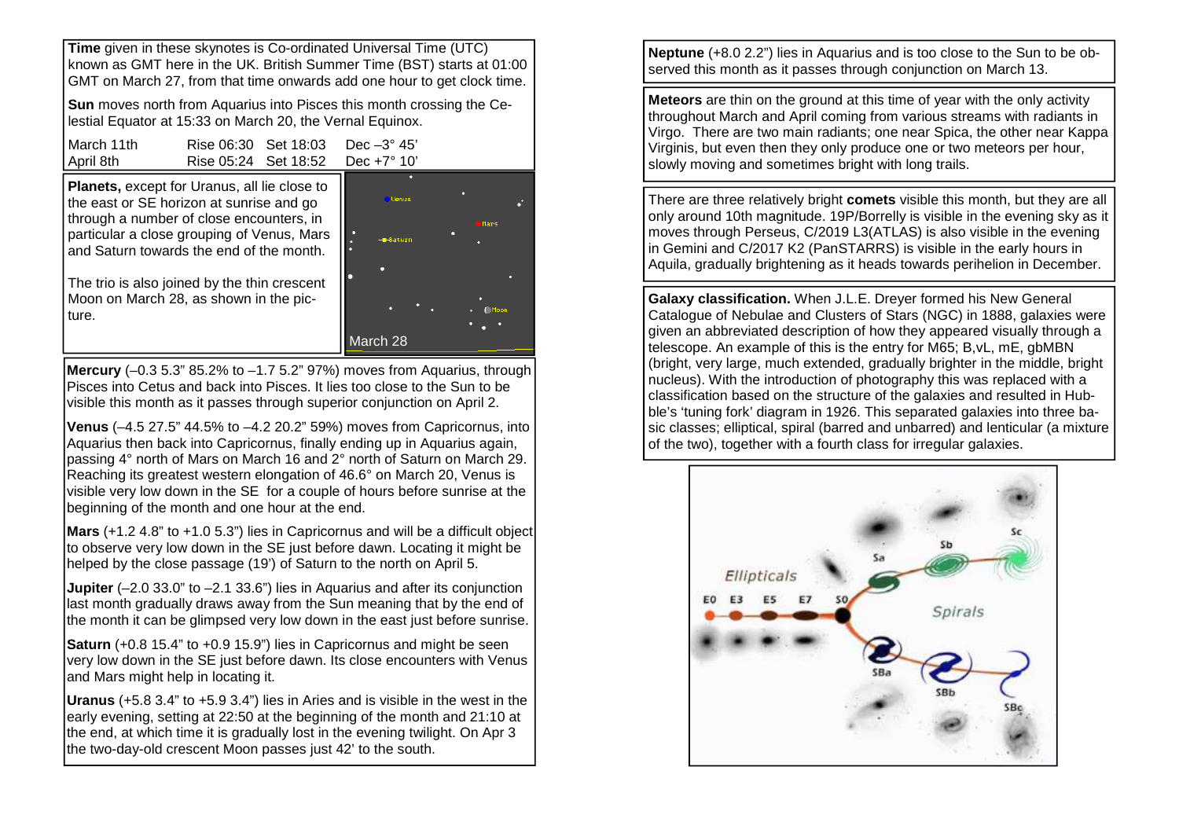**Time** given in these skynotes is Co-ordinated Universal Time (UTC) known as GMT here in the UK. British Summer Time (BST) starts at 01:00 GMT on March 27, from that time onwards add one hour to get clock time.

**Sun** moves north from Aquarius into Pisces this month crossing the Celestial Equator at 15:33 on March 20, the Vernal Equinox.

| | | | |
|---|---|---|---|
| March 11th | Rise 06:30 | Set 18:03 | Dec –3° 45' |
| April 8th | Rise 05:24 | Set 18:52 | Dec +7° 10' |

**Planets,** except for Uranus, all lie close to the east or SE horizon at sunrise and go through a number of close encounters, in particular a close grouping of Venus, Mars and Saturn towards the end of the month.

The trio is also joined by the thin crescent Moon on March 28, as shown in the picture.

Venus
Mars
Saturn
Moon
March 28

**Mercury** (–0.3 5.3" 85.2% to –1.7 5.2" 97%) moves from Aquarius, through Pisces into Cetus and back into Pisces. It lies too close to the Sun to be visible this month as it passes through superior conjunction on April 2.

**Venus** (–4.5 27.5" 44.5% to –4.2 20.2" 59%) moves from Capricornus, into Aquarius then back into Capricornus, finally ending up in Aquarius again, passing 4° north of Mars on March 16 and 2° north of Saturn on March 29. Reaching its greatest western elongation of 46.6° on March 20, Venus is visible very low down in the SE for a couple of hours before sunrise at the beginning of the month and one hour at the end.

**Mars** (+1.2 4.8" to +1.0 5.3") lies in Capricornus and will be a difficult object to observe very low down in the SE just before dawn. Locating it might be helped by the close passage (19') of Saturn to the north on April 5.

**Jupiter** (–2.0 33.0" to –2.1 33.6") lies in Aquarius and after its conjunction last month gradually draws away from the Sun meaning that by the end of the month it can be glimpsed very low down in the east just before sunrise.

**Saturn** (+0.8 15.4" to +0.9 15.9") lies in Capricornus and might be seen very low down in the SE just before dawn. Its close encounters with Venus and Mars might help in locating it.

**Uranus** (+5.8 3.4" to +5.9 3.4") lies in Aries and is visible in the west in the early evening, setting at 22:50 at the beginning of the month and 21:10 at the end, at which time it is gradually lost in the evening twilight. On Apr 3 the two-day-old crescent Moon passes just 42' to the south.

**Neptune** (+8.0 2.2") lies in Aquarius and is too close to the Sun to be observed this month as it passes through conjunction on March 13.

**Meteors** are thin on the ground at this time of year with the only activity throughout March and April coming from various streams with radiants in Virgo. There are two main radiants; one near Spica, the other near Kappa Virginis, but even then they only produce one or two meteors per hour, slowly moving and sometimes bright with long trails.

There are three relatively bright **comets** visible this month, but they are all only around 10th magnitude. 19P/Borrelly is visible in the evening sky as it moves through Perseus, C/2019 L3(ATLAS) is also visible in the evening in Gemini and C/2017 K2 (PanSTARRS) is visible in the early hours in Aquila, gradually brightening as it heads towards perihelion in December.

**Galaxy classification.** When J.L.E. Dreyer formed his New General Catalogue of Nebulae and Clusters of Stars (NGC) in 1888, galaxies were given an abbreviated description of how they appeared visually through a telescope. An example of this is the entry for M65; B,vL, mE, gbMBN (bright, very large, much extended, gradually brighter in the middle, bright nucleus). With the introduction of photography this was replaced with a classification based on the structure of the galaxies and resulted in Hubble's 'tuning fork' diagram in 1926. This separated galaxies into three basic classes; elliptical, spiral (barred and unbarred) and lenticular (a mixture of the two), together with a fourth class for irregular galaxies.

Ellipticals
E0 E3 E5 E7 S0
Sa Sb Sc
Spirals
SBa SBb SBc